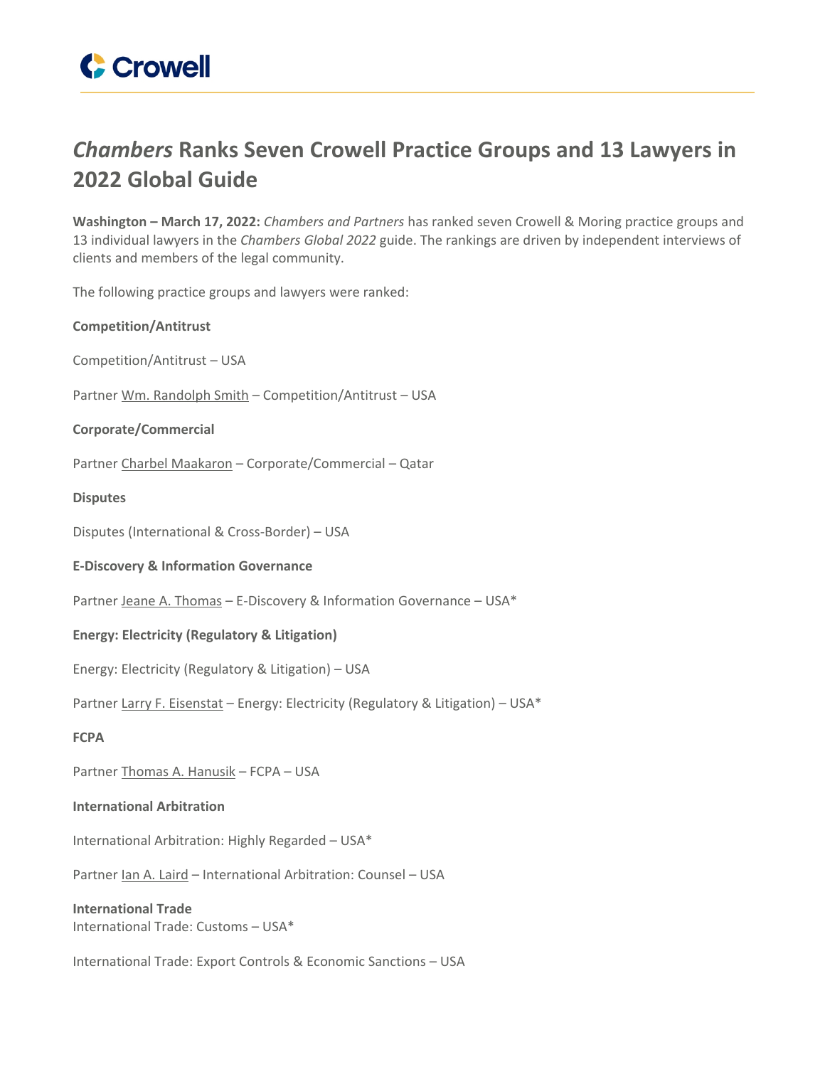# *Chambers* Ranks Seven Crowell Practice Groups and 13 Lawyers in 2022 Global Guide

**Washington – March 17, 2022:** *Chambers and Partners* has ranked seven Crowell & Moring practice groups and 13 individual lawyers in the *Chambers Global 2022* guide. The rankings are driven by independent interviews of clients and members of the legal community.

The following practice groups and lawyers were ranked:

**Competition/Antitrust**

Competition/Antitrust – USA

Partner Wm. Randolph Smith – Competition/Antitrust – USA

**Corporate/Commercial**

Partner Charbel Maakaron – Corporate/Commercial – Qatar

**Disputes**

Disputes (International & Cross-Border) – USA

**E-Discovery & Information Governance**

Partner Jeane A. Thomas – E-Discovery & Information Governance – USA*

**Energy: Electricity (Regulatory & Litigation)**

Energy: Electricity (Regulatory & Litigation) – USA

Partner Larry F. Eisenstat – Energy: Electricity (Regulatory & Litigation) – USA*

**FCPA**

Partner Thomas A. Hanusik – FCPA – USA

**International Arbitration**

International Arbitration: Highly Regarded – USA*

Partner Ian A. Laird – International Arbitration: Counsel – USA

**International Trade**

International Trade: Customs – USA*

International Trade: Export Controls & Economic Sanctions – USA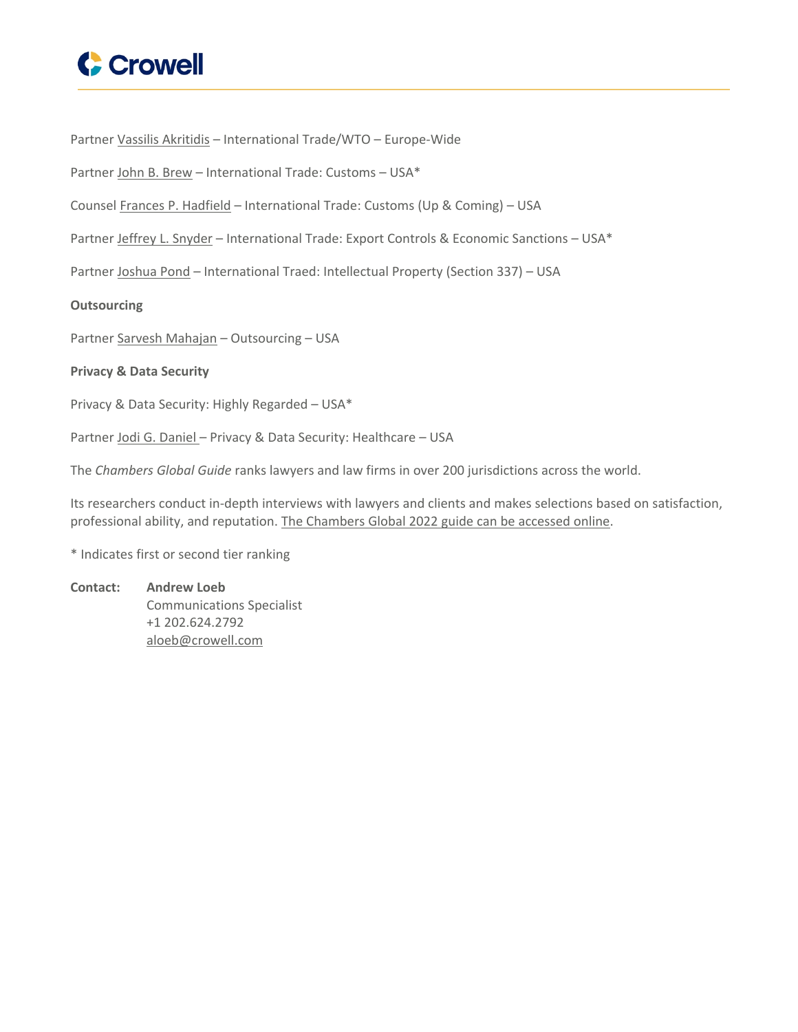Partner Vassilis Akritidis – International Trade/WTO – Europe-Wide

Partner John B. Brew – International Trade: Customs – USA*

Counsel Frances P. Hadfield – International Trade: Customs (Up & Coming) – USA

Partner Jeffrey L. Snyder – International Trade: Export Controls & Economic Sanctions – USA*

Partner Joshua Pond – International Traed: Intellectual Property (Section 337) – USA

**Outsourcing**

Partner Sarvesh Mahajan – Outsourcing – USA

**Privacy & Data Security**

Privacy & Data Security: Highly Regarded – USA*

Partner Jodi G. Daniel – Privacy & Data Security: Healthcare – USA

The *Chambers Global Guide* ranks lawyers and law firms in over 200 jurisdictions across the world.

Its researchers conduct in-depth interviews with lawyers and clients and makes selections based on satisfaction, professional ability, and reputation. The Chambers Global 2022 guide can be accessed online.

* Indicates first or second tier ranking

**Contact:** **Andrew Loeb**
Communications Specialist
+1 202.624.2792
aloeb@crowell.com